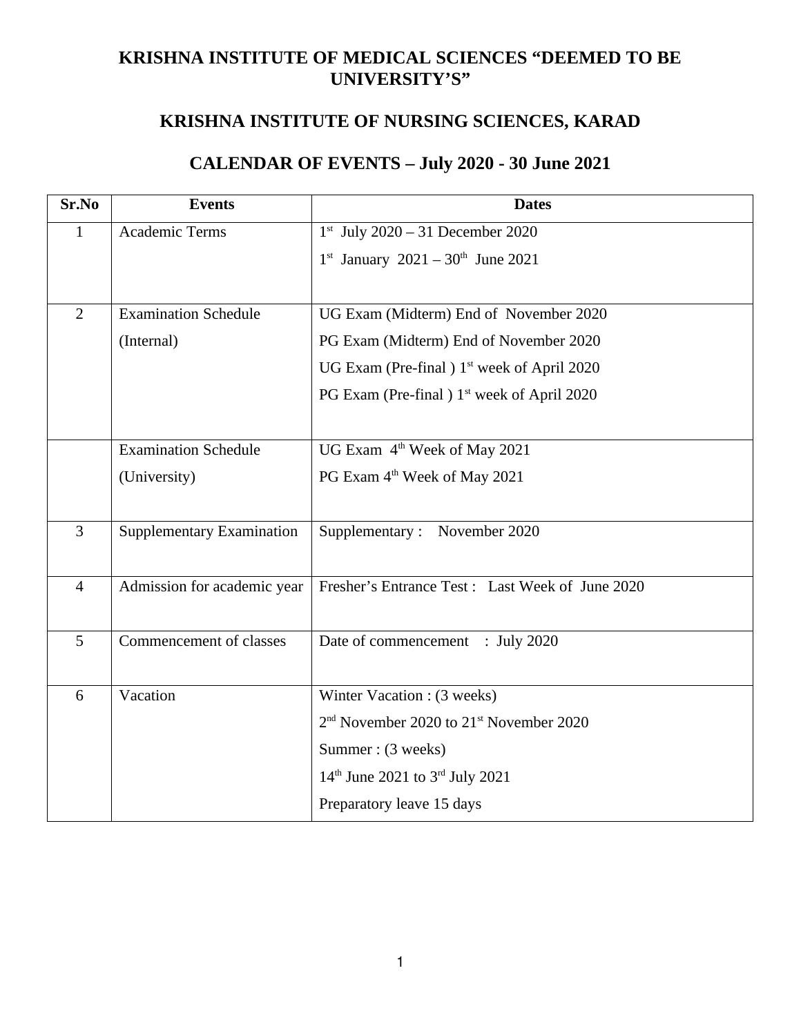# KRISHNA INSTITUTE OF MEDICAL SCIENCES "DEEMED TO BE UNIVERSITY'S"

## KRISHNA INSTITUTE OF NURSING SCIENCES, KARAD

## CALENDAR OF EVENTS – July 2020 - 30 June 2021

| Sr.No | Events | Dates |
|---|---|---|
| 1 | Academic Terms | 1st July 2020 – 31 December 2020<br>1st January 2021 – 30th June 2021 |
| 2 | Examination Schedule (Internal) | UG Exam (Midterm) End of November 2020<br>PG Exam (Midterm) End of November 2020<br>UG Exam (Pre-final ) 1st week of April 2020<br>PG Exam (Pre-final ) 1st week of April 2020 |
| | Examination Schedule (University) | UG Exam 4th Week of May 2021<br>PG Exam 4th Week of May 2021 |
| 3 | Supplementary Examination | Supplementary : November 2020 |
| 4 | Admission for academic year | Fresher's Entrance Test : Last Week of June 2020 |
| 5 | Commencement of classes | Date of commencement : July 2020 |
| 6 | Vacation | Winter Vacation : (3 weeks)<br>2nd November 2020 to 21st November 2020<br>Summer : (3 weeks)<br>14th June 2021 to 3rd July 2021<br>Preparatory leave 15 days |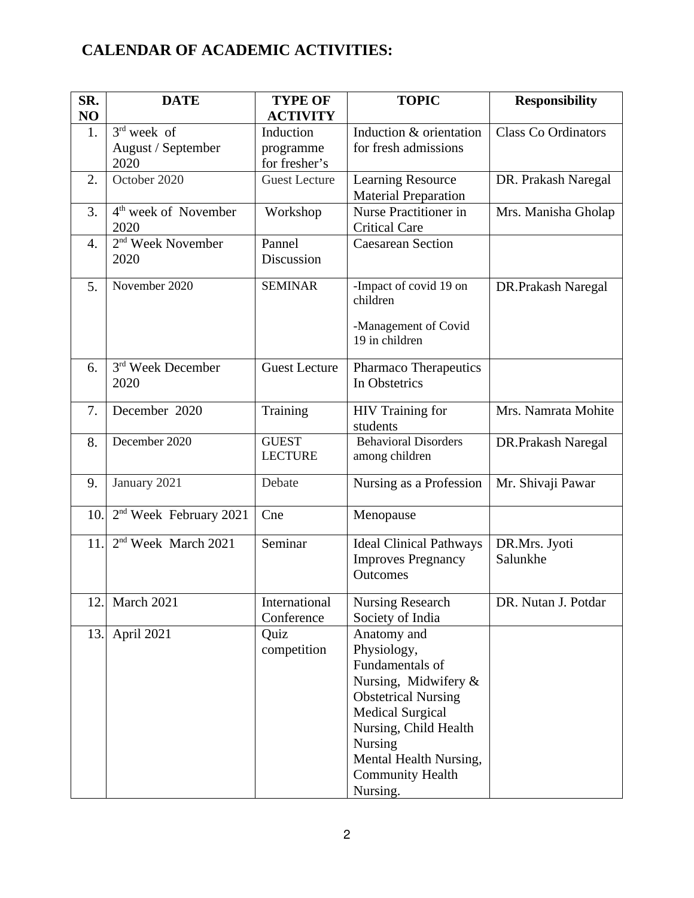# CALENDAR OF ACADEMIC ACTIVITIES:

| SR. NO | DATE | TYPE OF ACTIVITY | TOPIC | Responsibility |
|---|---|---|---|---|
| 1. | 3rd week of August / September 2020 | Induction programme for fresher's | Induction & orientation for fresh admissions | Class Co Ordinators |
| 2. | October 2020 | Guest Lecture | Learning Resource Material Preparation | DR. Prakash Naregal |
| 3. | 4th week of November 2020 | Workshop | Nurse Practitioner in Critical Care | Mrs. Manisha Gholap |
| 4. | 2nd Week November 2020 | Pannel Discussion | Caesarean Section | |
| 5. | November 2020 | SEMINAR | -Impact of covid 19 on children<br>-Management of Covid 19 in children | DR.Prakash Naregal |
| 6. | 3rd Week December 2020 | Guest Lecture | Pharmaco Therapeutics In Obstetrics | |
| 7. | December 2020 | Training | HIV Training for students | Mrs. Namrata Mohite |
| 8. | December 2020 | GUEST LECTURE | Behavioral Disorders among children | DR.Prakash Naregal |
| 9. | January 2021 | Debate | Nursing as a Profession | Mr. Shivaji Pawar |
| 10. | 2nd Week February 2021 | Cne | Menopause | |
| 11. | 2nd Week March 2021 | Seminar | Ideal Clinical Pathways Improves Pregnancy Outcomes | DR.Mrs. Jyoti Salunkhe |
| 12. | March 2021 | International Conference | Nursing Research Society of India | DR. Nutan J. Potdar |
| 13. | April 2021 | Quiz competition | Anatomy and Physiology, Fundamentals of Nursing, Midwifery & Obstetrical Nursing Medical Surgical Nursing, Child Health Nursing Mental Health Nursing, Community Health Nursing. | |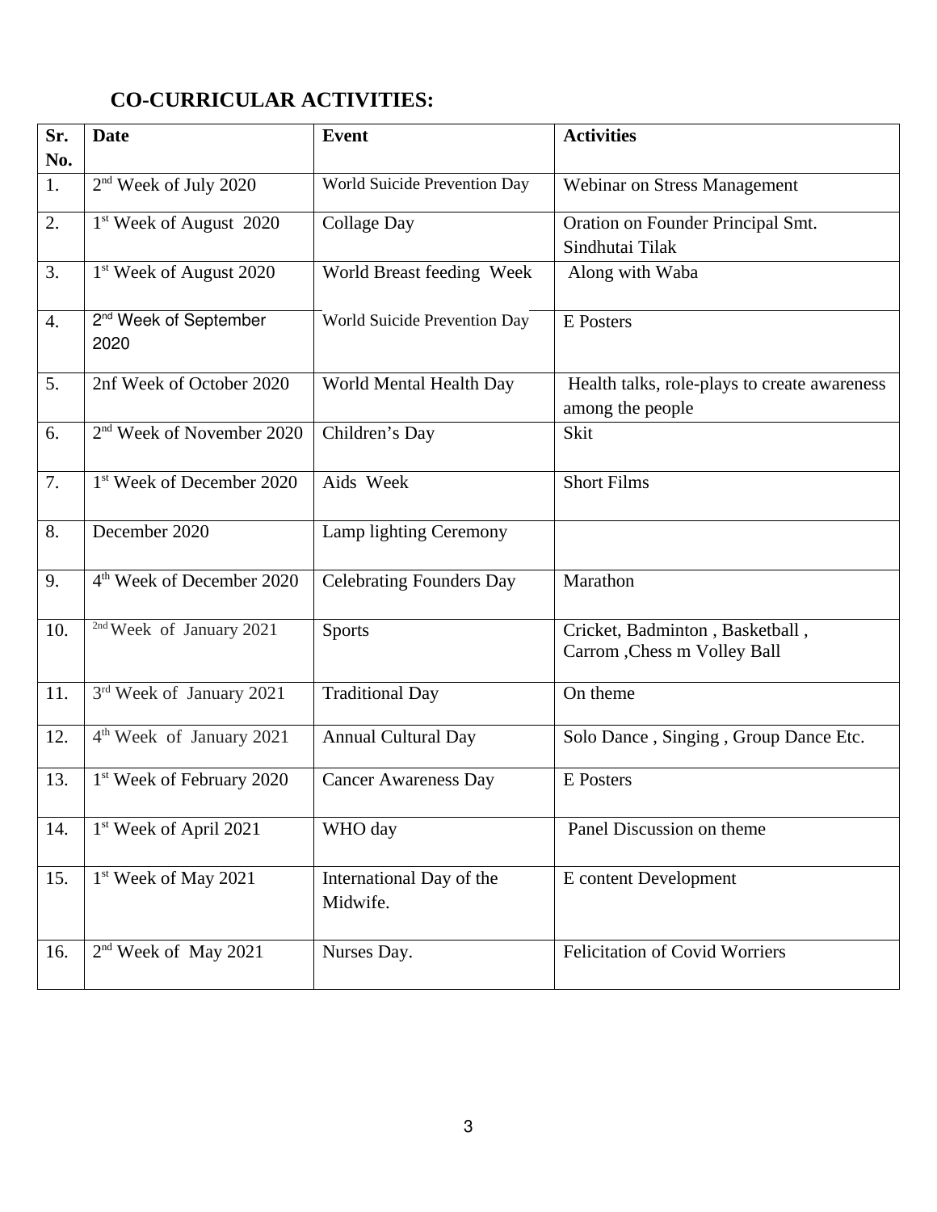## CO-CURRICULAR ACTIVITIES:

| Sr. No. | Date | Event | Activities |
|---|---|---|---|
| 1. | 2nd Week of July 2020 | World Suicide Prevention Day | Webinar on Stress Management |
| 2. | 1st Week of August 2020 | Collage Day | Oration on Founder Principal Smt. Sindhutai Tilak |
| 3. | 1st Week of August 2020 | World Breast feeding Week | Along with Waba |
| 4. | 2nd Week of September 2020 | World Suicide Prevention Day | E Posters |
| 5. | 2nf Week of October 2020 | World Mental Health Day | Health talks, role-plays to create awareness among the people |
| 6. | 2nd Week of November 2020 | Children's Day | Skit |
| 7. | 1st Week of December 2020 | Aids Week | Short Films |
| 8. | December 2020 | Lamp lighting Ceremony | |
| 9. | 4th Week of December 2020 | Celebrating Founders Day | Marathon |
| 10. | 2nd Week of January 2021 | Sports | Cricket, Badminton , Basketball , Carrom ,Chess m Volley Ball |
| 11. | 3rd Week of January 2021 | Traditional Day | On theme |
| 12. | 4th Week of January 2021 | Annual Cultural Day | Solo Dance , Singing , Group Dance Etc. |
| 13. | 1st Week of February 2020 | Cancer Awareness Day | E Posters |
| 14. | 1st Week of April 2021 | WHO day | Panel Discussion on theme |
| 15. | 1st Week of May 2021 | International Day of the Midwife. | E content Development |
| 16. | 2nd Week of May 2021 | Nurses Day. | Felicitation of Covid Worriers |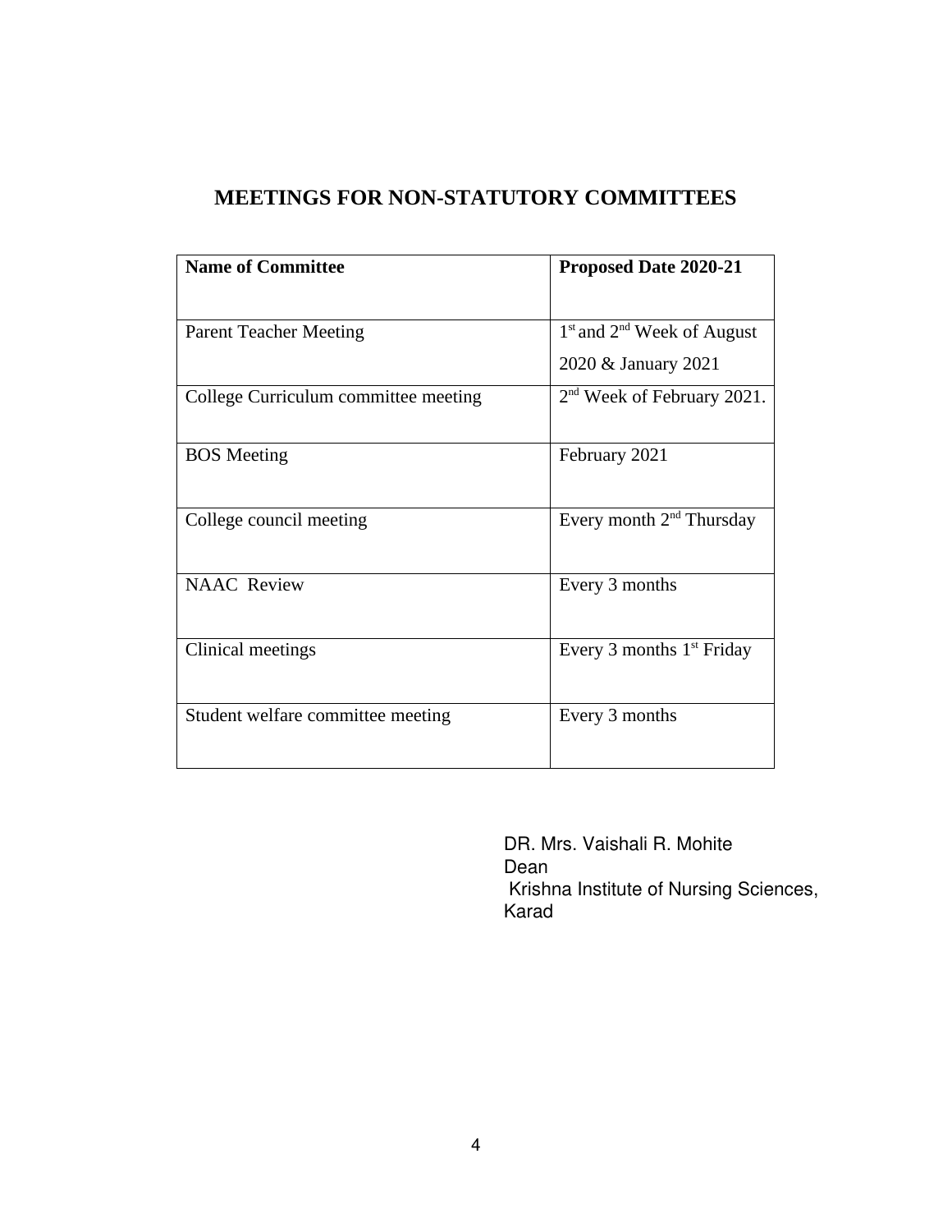## MEETINGS FOR NON-STATUTORY COMMITTEES

| Name of Committee | Proposed Date 2020-21 |
|---|---|
| Parent Teacher Meeting | 1st and 2nd Week of August 2020 & January 2021 |
| College Curriculum committee meeting | 2nd Week of February 2021. |
| BOS Meeting | February 2021 |
| College council meeting | Every month 2nd Thursday |
| NAAC Review | Every 3 months |
| Clinical meetings | Every 3 months 1st Friday |
| Student welfare committee meeting | Every 3 months |

DR. Mrs. Vaishali R. Mohite
Dean
Krishna Institute of Nursing Sciences,
Karad